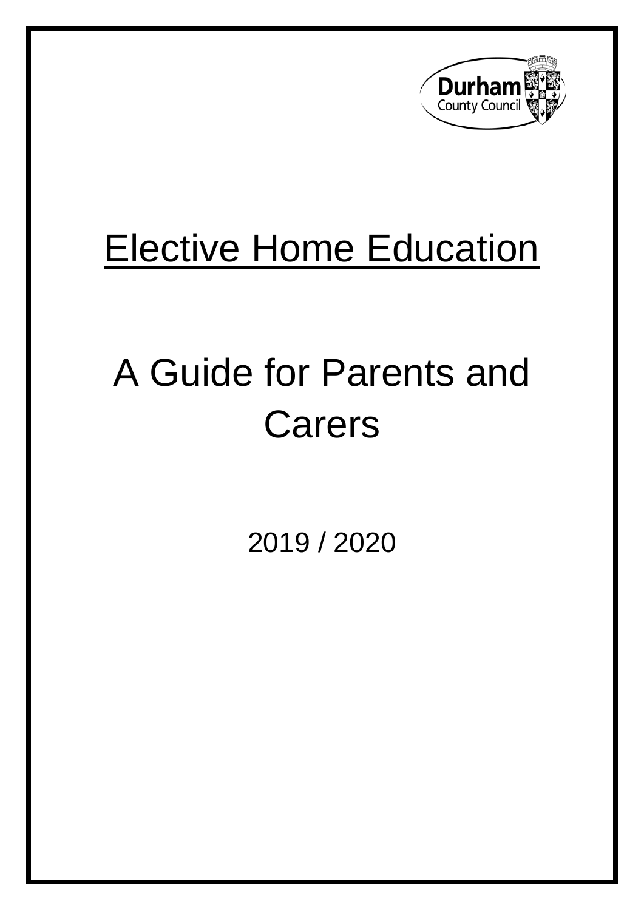Durham County Council

# Elective Home Education

## A Guide for Parents and Carers

2019 / 2020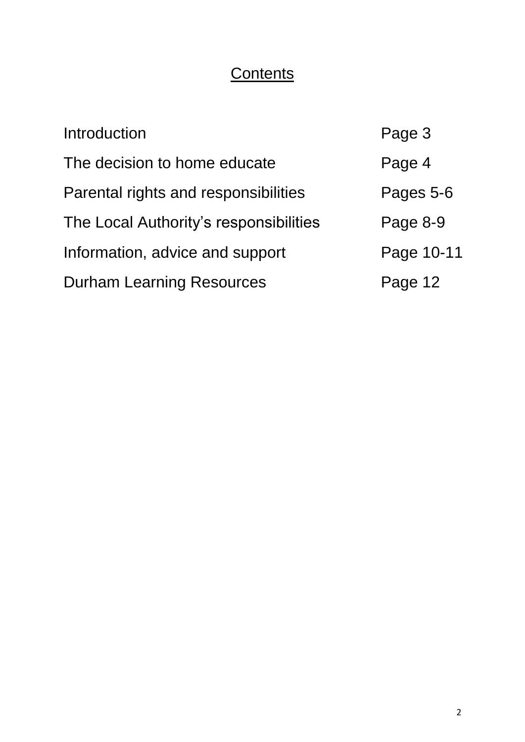# Contents

| | |
|---|---|
| Introduction | Page 3 |
| The decision to home educate | Page 4 |
| Parental rights and responsibilities | Pages 5-6 |
| The Local Authority's responsibilities | Page 8-9 |
| Information, advice and support | Page 10-11 |
| Durham Learning Resources | Page 12 |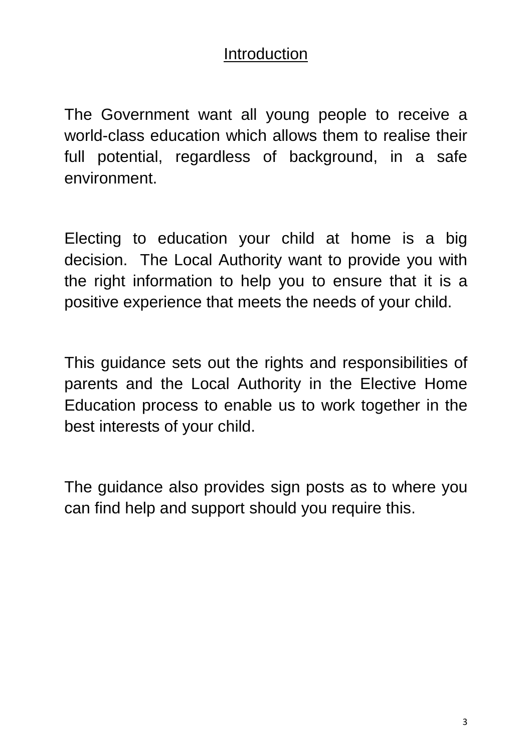## Introduction

The Government want all young people to receive a world-class education which allows them to realise their full potential, regardless of background, in a safe environment.

Electing to education your child at home is a big decision. The Local Authority want to provide you with the right information to help you to ensure that it is a positive experience that meets the needs of your child.

This guidance sets out the rights and responsibilities of parents and the Local Authority in the Elective Home Education process to enable us to work together in the best interests of your child.

The guidance also provides sign posts as to where you can find help and support should you require this.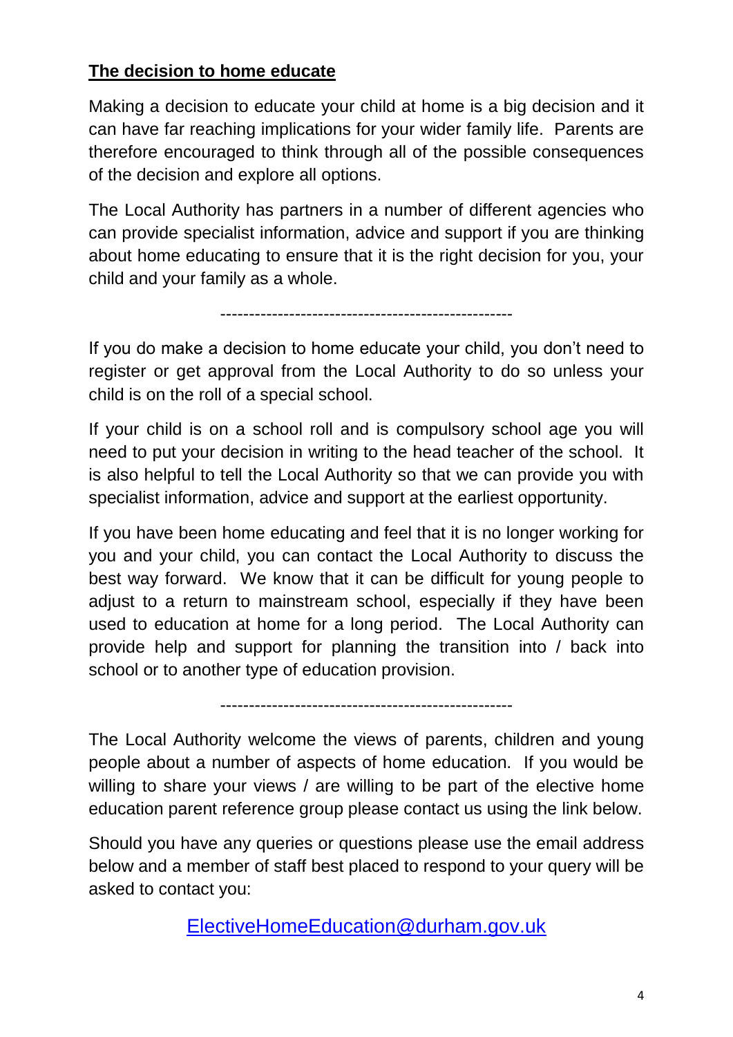## **The decision to home educate**

Making a decision to educate your child at home is a big decision and it can have far reaching implications for your wider family life. Parents are therefore encouraged to think through all of the possible consequences of the decision and explore all options.

The Local Authority has partners in a number of different agencies who can provide specialist information, advice and support if you are thinking about home educating to ensure that it is the right decision for you, your child and your family as a whole.

---

If you do make a decision to home educate your child, you don't need to register or get approval from the Local Authority to do so unless your child is on the roll of a special school.

If your child is on a school roll and is compulsory school age you will need to put your decision in writing to the head teacher of the school. It is also helpful to tell the Local Authority so that we can provide you with specialist information, advice and support at the earliest opportunity.

If you have been home educating and feel that it is no longer working for you and your child, you can contact the Local Authority to discuss the best way forward. We know that it can be difficult for young people to adjust to a return to mainstream school, especially if they have been used to education at home for a long period. The Local Authority can provide help and support for planning the transition into / back into school or to another type of education provision.

---

The Local Authority welcome the views of parents, children and young people about a number of aspects of home education. If you would be willing to share your views / are willing to be part of the elective home education parent reference group please contact us using the link below.

Should you have any queries or questions please use the email address below and a member of staff best placed to respond to your query will be asked to contact you:

ElectiveHomeEducation@durham.gov.uk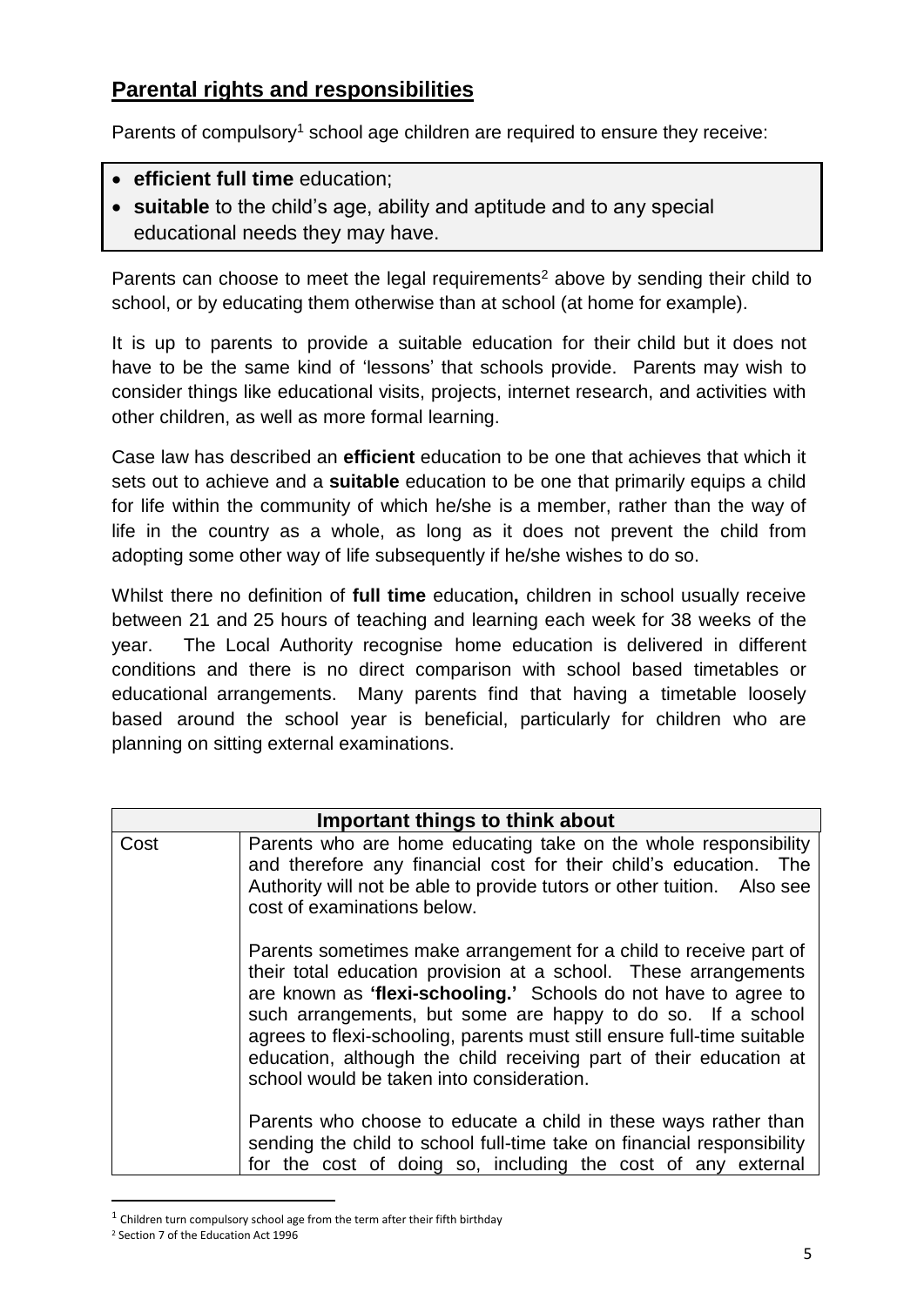## Parental rights and responsibilities

Parents of compulsory[1] school age children are required to ensure they receive:

- **efficient full time** education;
- **suitable** to the child's age, ability and aptitude and to any special educational needs they may have.

Parents can choose to meet the legal requirements[2] above by sending their child to school, or by educating them otherwise than at school (at home for example).

It is up to parents to provide a suitable education for their child but it does not have to be the same kind of 'lessons' that schools provide. Parents may wish to consider things like educational visits, projects, internet research, and activities with other children, as well as more formal learning.

Case law has described an **efficient** education to be one that achieves that which it sets out to achieve and a **suitable** education to be one that primarily equips a child for life within the community of which he/she is a member, rather than the way of life in the country as a whole, as long as it does not prevent the child from adopting some other way of life subsequently if he/she wishes to do so.

Whilst there no definition of **full time** education**,** children in school usually receive between 21 and 25 hours of teaching and learning each week for 38 weeks of the year. The Local Authority recognise home education is delivered in different conditions and there is no direct comparison with school based timetables or educational arrangements. Many parents find that having a timetable loosely based around the school year is beneficial, particularly for children who are planning on sitting external examinations.

| Important things to think about | |
|---|---|
| Cost | Parents who are home educating take on the whole responsibility and therefore any financial cost for their child's education. The Authority will not be able to provide tutors or other tuition. Also see cost of examinations below.<br><br>Parents sometimes make arrangement for a child to receive part of their total education provision at a school. These arrangements are known as **'flexi-schooling.'** Schools do not have to agree to such arrangements, but some are happy to do so. If a school agrees to flexi-schooling, parents must still ensure full-time suitable education, although the child receiving part of their education at school would be taken into consideration.<br><br>Parents who choose to educate a child in these ways rather than sending the child to school full-time take on financial responsibility for the cost of doing so, including the cost of any external |

[1] Children turn compulsory school age from the term after their fifth birthday

[2] Section 7 of the Education Act 1996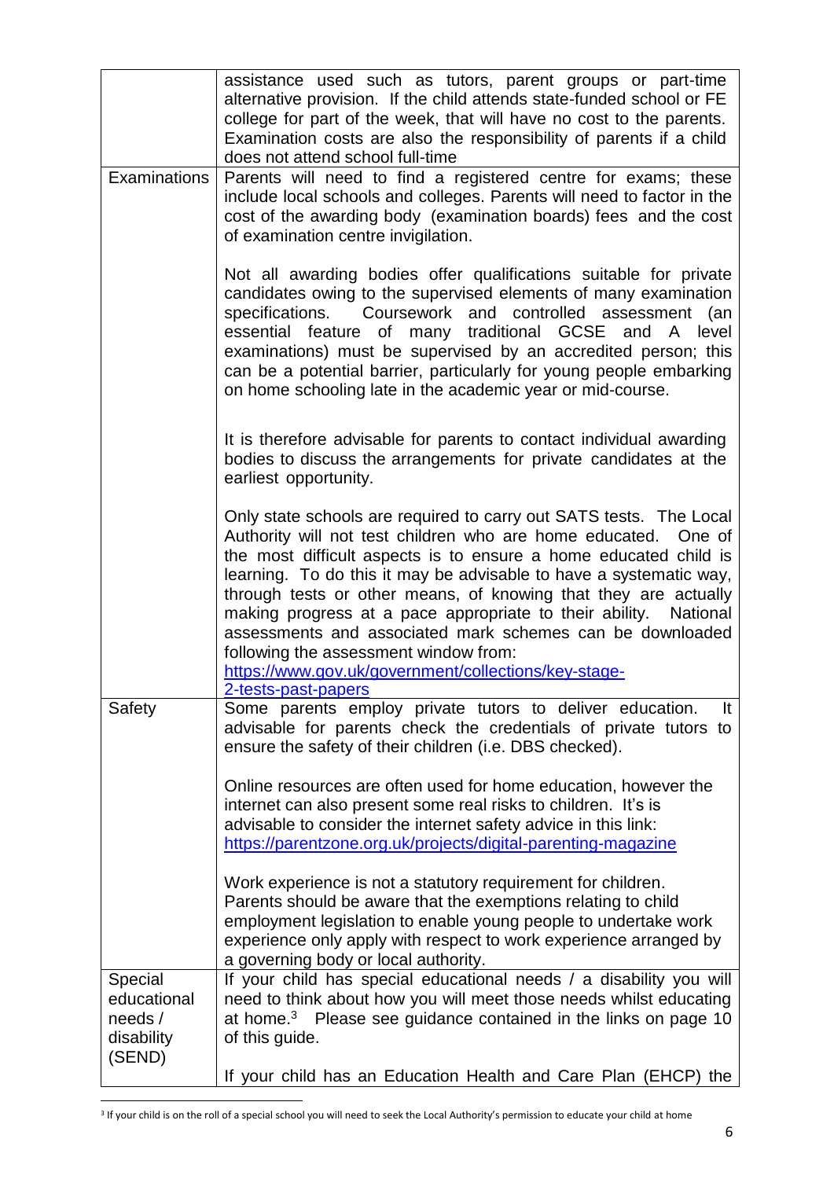| | |
|---|---|
| | assistance used such as tutors, parent groups or part-time alternative provision. If the child attends state-funded school or FE college for part of the week, that will have no cost to the parents. Examination costs are also the responsibility of parents if a child does not attend school full-time |
| Examinations | Parents will need to find a registered centre for exams; these include local schools and colleges. Parents will need to factor in the cost of the awarding body (examination boards) fees and the cost of examination centre invigilation.<br><br>Not all awarding bodies offer qualifications suitable for private candidates owing to the supervised elements of many examination specifications. Coursework and controlled assessment (an essential feature of many traditional GCSE and A level examinations) must be supervised by an accredited person; this can be a potential barrier, particularly for young people embarking on home schooling late in the academic year or mid-course.<br><br>It is therefore advisable for parents to contact individual awarding bodies to discuss the arrangements for private candidates at the earliest opportunity.<br><br>Only state schools are required to carry out SATS tests. The Local Authority will not test children who are home educated. One of the most difficult aspects is to ensure a home educated child is learning. To do this it may be advisable to have a systematic way, through tests or other means, of knowing that they are actually making progress at a pace appropriate to their ability. National assessments and associated mark schemes can be downloaded following the assessment window from: https://www.gov.uk/government/collections/key-stage-2-tests-past-papers |
| Safety | Some parents employ private tutors to deliver education. It advisable for parents check the credentials of private tutors to ensure the safety of their children (i.e. DBS checked).<br><br>Online resources are often used for home education, however the internet can also present some real risks to children. It's is advisable to consider the internet safety advice in this link: https://parentzone.org.uk/projects/digital-parenting-magazine<br><br>Work experience is not a statutory requirement for children. Parents should be aware that the exemptions relating to child employment legislation to enable young people to undertake work experience only apply with respect to work experience arranged by a governing body or local authority. |
| Special educational needs / disability (SEND) | If your child has special educational needs / a disability you will need to think about how you will meet those needs whilst educating at home.[3] Please see guidance contained in the links on page 10 of this guide.<br><br>If your child has an Education Health and Care Plan (EHCP) the |

[3] If your child is on the roll of a special school you will need to seek the Local Authority's permission to educate your child at home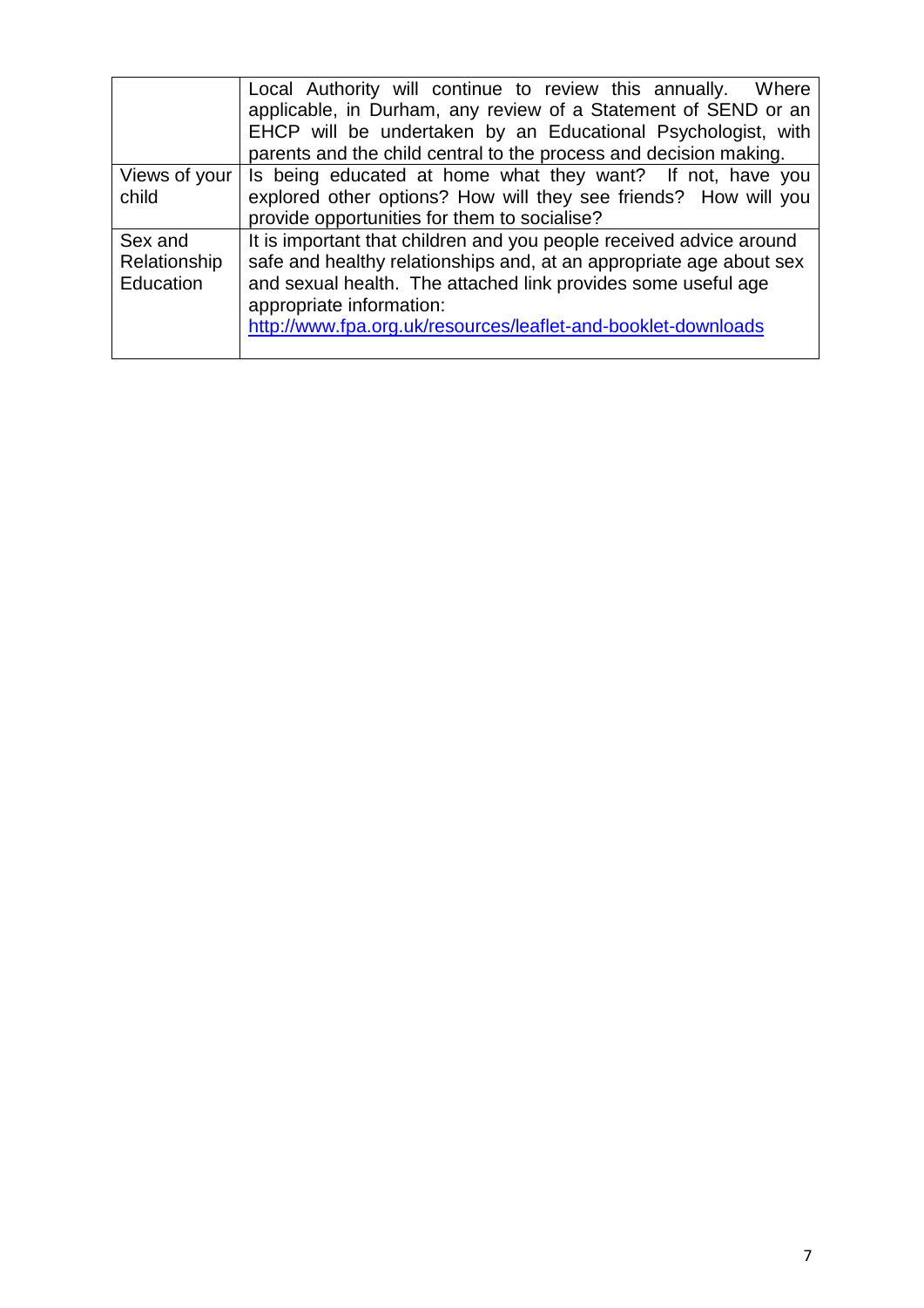| | |
|---|---|
| | Local Authority will continue to review this annually. Where applicable, in Durham, any review of a Statement of SEND or an EHCP will be undertaken by an Educational Psychologist, with parents and the child central to the process and decision making. |
| Views of your child | Is being educated at home what they want? If not, have you explored other options? How will they see friends? How will you provide opportunities for them to socialise? |
| Sex and Relationship Education | It is important that children and you people received advice around safe and healthy relationships and, at an appropriate age about sex and sexual health. The attached link provides some useful age appropriate information: [http://www.fpa.org.uk/resources/leaflet-and-booklet-downloads](http://www.fpa.org.uk/resources/leaflet-and-booklet-downloads) |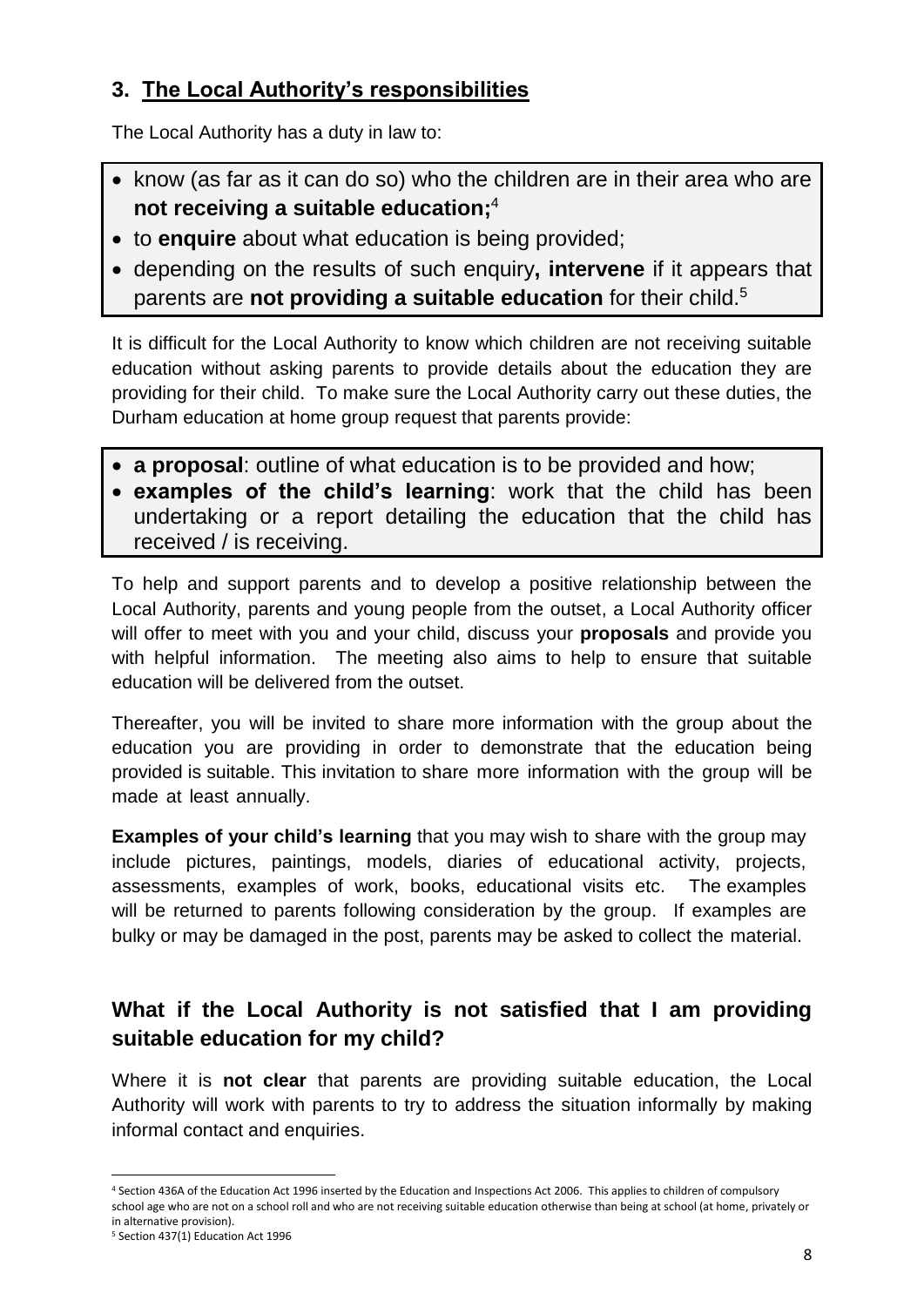## 3. The Local Authority's responsibilities

The Local Authority has a duty in law to:

- know (as far as it can do so) who the children are in their area who are **not receiving a suitable education;**[4]
- to **enquire** about what education is being provided;
- depending on the results of such enquiry**, intervene** if it appears that parents are **not providing a suitable education** for their child.[5]

It is difficult for the Local Authority to know which children are not receiving suitable education without asking parents to provide details about the education they are providing for their child. To make sure the Local Authority carry out these duties, the Durham education at home group request that parents provide:

- **a proposal**: outline of what education is to be provided and how;
- **examples of the child's learning**: work that the child has been undertaking or a report detailing the education that the child has received / is receiving.

To help and support parents and to develop a positive relationship between the Local Authority, parents and young people from the outset, a Local Authority officer will offer to meet with you and your child, discuss your **proposals** and provide you with helpful information. The meeting also aims to help to ensure that suitable education will be delivered from the outset.

Thereafter, you will be invited to share more information with the group about the education you are providing in order to demonstrate that the education being provided is suitable. This invitation to share more information with the group will be made at least annually.

**Examples of your child's learning** that you may wish to share with the group may include pictures, paintings, models, diaries of educational activity, projects, assessments, examples of work, books, educational visits etc. The examples will be returned to parents following consideration by the group. If examples are bulky or may be damaged in the post, parents may be asked to collect the material.

### What if the Local Authority is not satisfied that I am providing suitable education for my child?

Where it is **not clear** that parents are providing suitable education, the Local Authority will work with parents to try to address the situation informally by making informal contact and enquiries.

[4] Section 436A of the Education Act 1996 inserted by the Education and Inspections Act 2006. This applies to children of compulsory school age who are not on a school roll and who are not receiving suitable education otherwise than being at school (at home, privately or in alternative provision).

[5] Section 437(1) Education Act 1996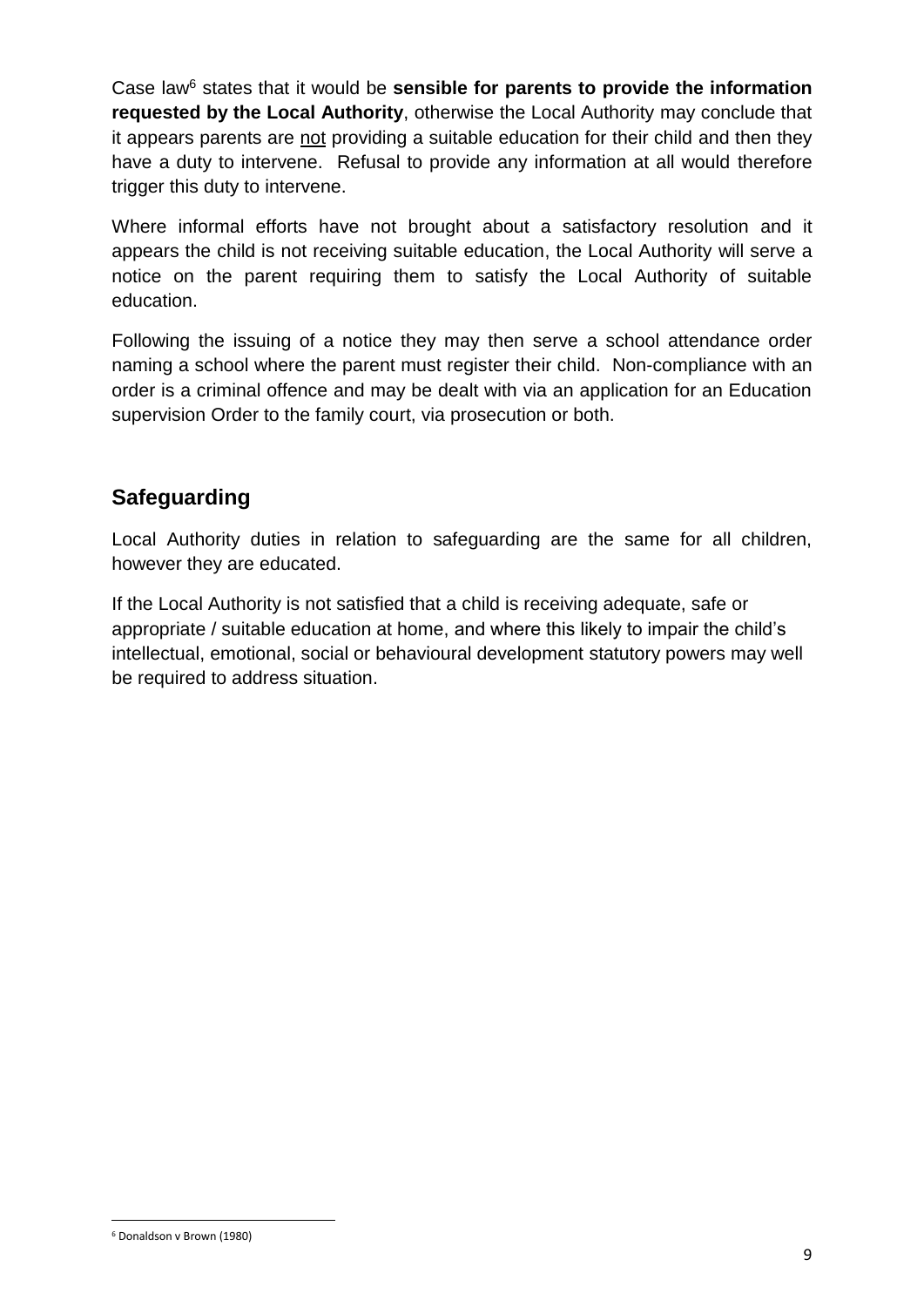Case law[6] states that it would be **sensible for parents to provide the information requested by the Local Authority**, otherwise the Local Authority may conclude that it appears parents are not providing a suitable education for their child and then they have a duty to intervene. Refusal to provide any information at all would therefore trigger this duty to intervene.

Where informal efforts have not brought about a satisfactory resolution and it appears the child is not receiving suitable education, the Local Authority will serve a notice on the parent requiring them to satisfy the Local Authority of suitable education.

Following the issuing of a notice they may then serve a school attendance order naming a school where the parent must register their child. Non-compliance with an order is a criminal offence and may be dealt with via an application for an Education supervision Order to the family court, via prosecution or both.

## Safeguarding

Local Authority duties in relation to safeguarding are the same for all children, however they are educated.

If the Local Authority is not satisfied that a child is receiving adequate, safe or appropriate / suitable education at home, and where this likely to impair the child's intellectual, emotional, social or behavioural development statutory powers may well be required to address situation.

[6] Donaldson v Brown (1980)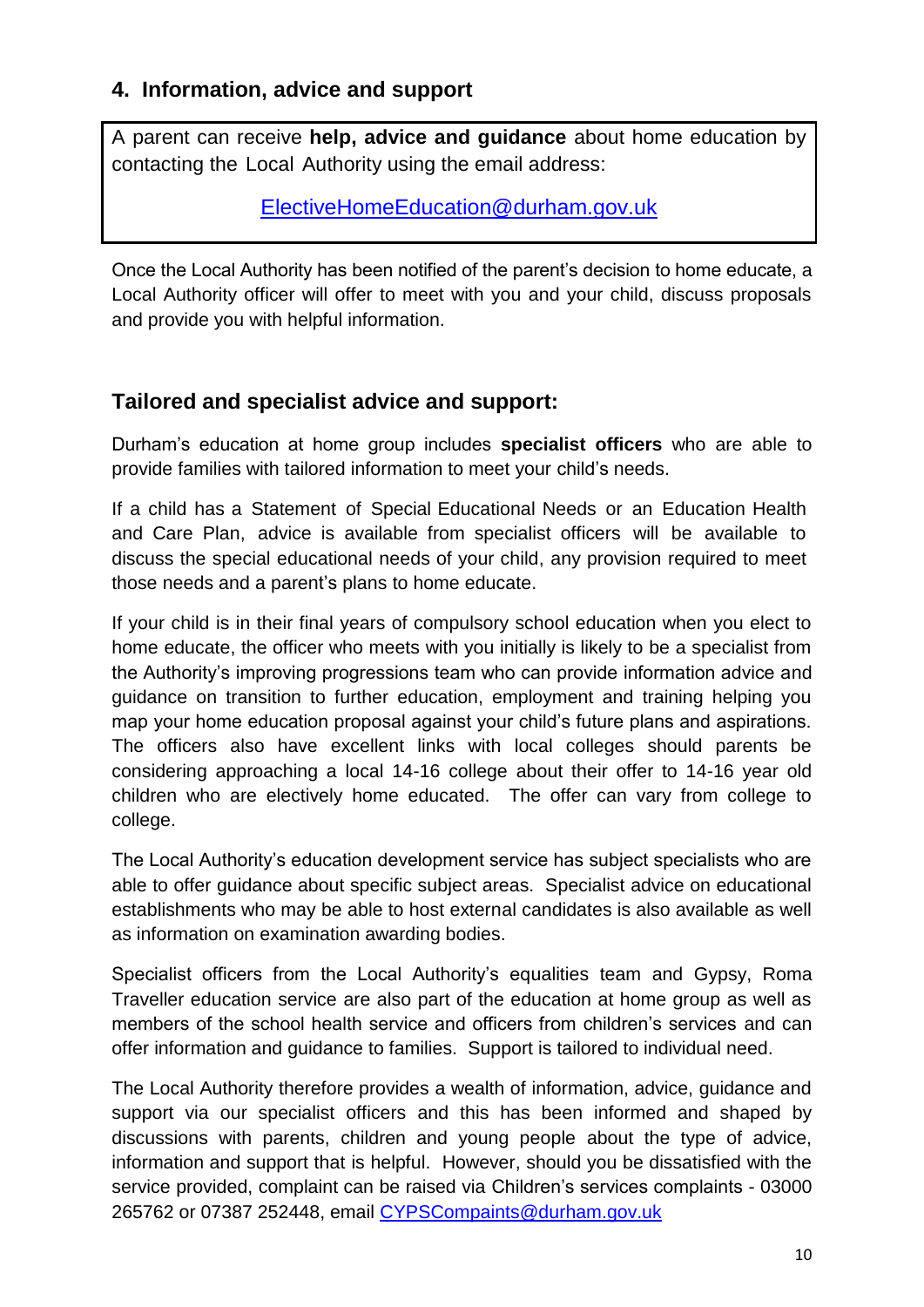## 4. Information, advice and support

A parent can receive **help, advice and guidance** about home education by contacting the Local Authority using the email address:

ElectiveHomeEducation@durham.gov.uk

Once the Local Authority has been notified of the parent's decision to home educate, a Local Authority officer will offer to meet with you and your child, discuss proposals and provide you with helpful information.

### Tailored and specialist advice and support:

Durham's education at home group includes **specialist officers** who are able to provide families with tailored information to meet your child's needs.

If a child has a Statement of Special Educational Needs or an Education Health and Care Plan, advice is available from specialist officers will be available to discuss the special educational needs of your child, any provision required to meet those needs and a parent's plans to home educate.

If your child is in their final years of compulsory school education when you elect to home educate, the officer who meets with you initially is likely to be a specialist from the Authority's improving progressions team who can provide information advice and guidance on transition to further education, employment and training helping you map your home education proposal against your child's future plans and aspirations. The officers also have excellent links with local colleges should parents be considering approaching a local 14-16 college about their offer to 14-16 year old children who are electively home educated. The offer can vary from college to college.

The Local Authority's education development service has subject specialists who are able to offer guidance about specific subject areas. Specialist advice on educational establishments who may be able to host external candidates is also available as well as information on examination awarding bodies.

Specialist officers from the Local Authority's equalities team and Gypsy, Roma Traveller education service are also part of the education at home group as well as members of the school health service and officers from children's services and can offer information and guidance to families. Support is tailored to individual need.

The Local Authority therefore provides a wealth of information, advice, guidance and support via our specialist officers and this has been informed and shaped by discussions with parents, children and young people about the type of advice, information and support that is helpful. However, should you be dissatisfied with the service provided, complaint can be raised via Children's services complaints - 03000 265762 or 07387 252448, email CYPSCompaints@durham.gov.uk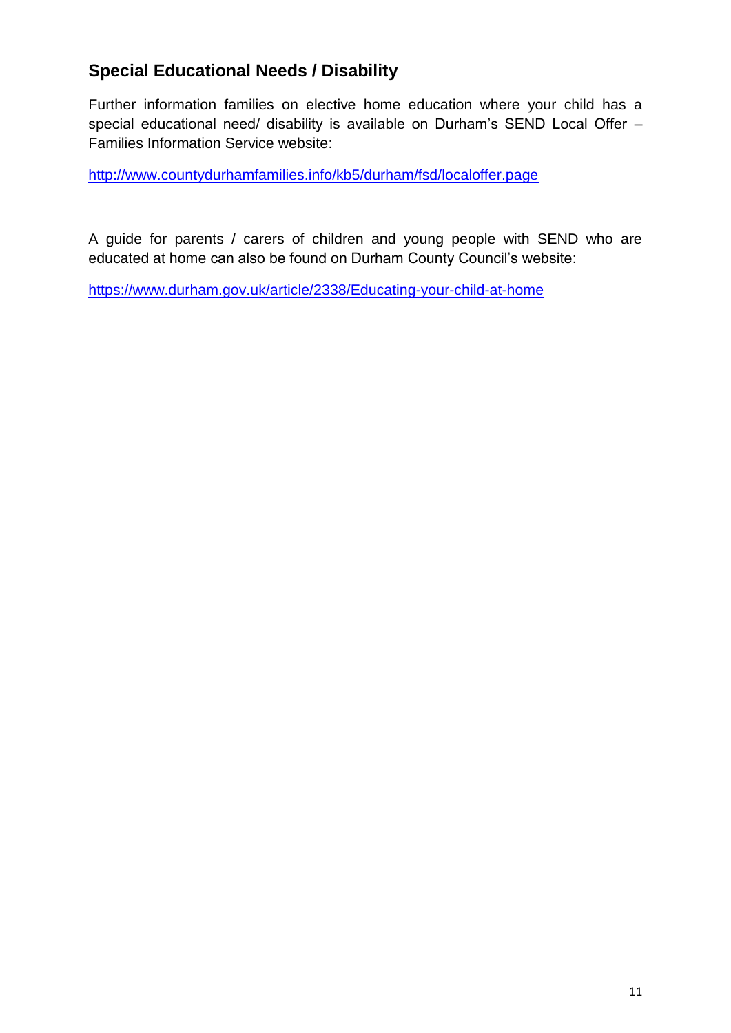## Special Educational Needs / Disability

Further information families on elective home education where your child has a special educational need/ disability is available on Durham's SEND Local Offer – Families Information Service website:

http://www.countydurhamfamilies.info/kb5/durham/fsd/localoffer.page

A guide for parents / carers of children and young people with SEND who are educated at home can also be found on Durham County Council's website:

https://www.durham.gov.uk/article/2338/Educating-your-child-at-home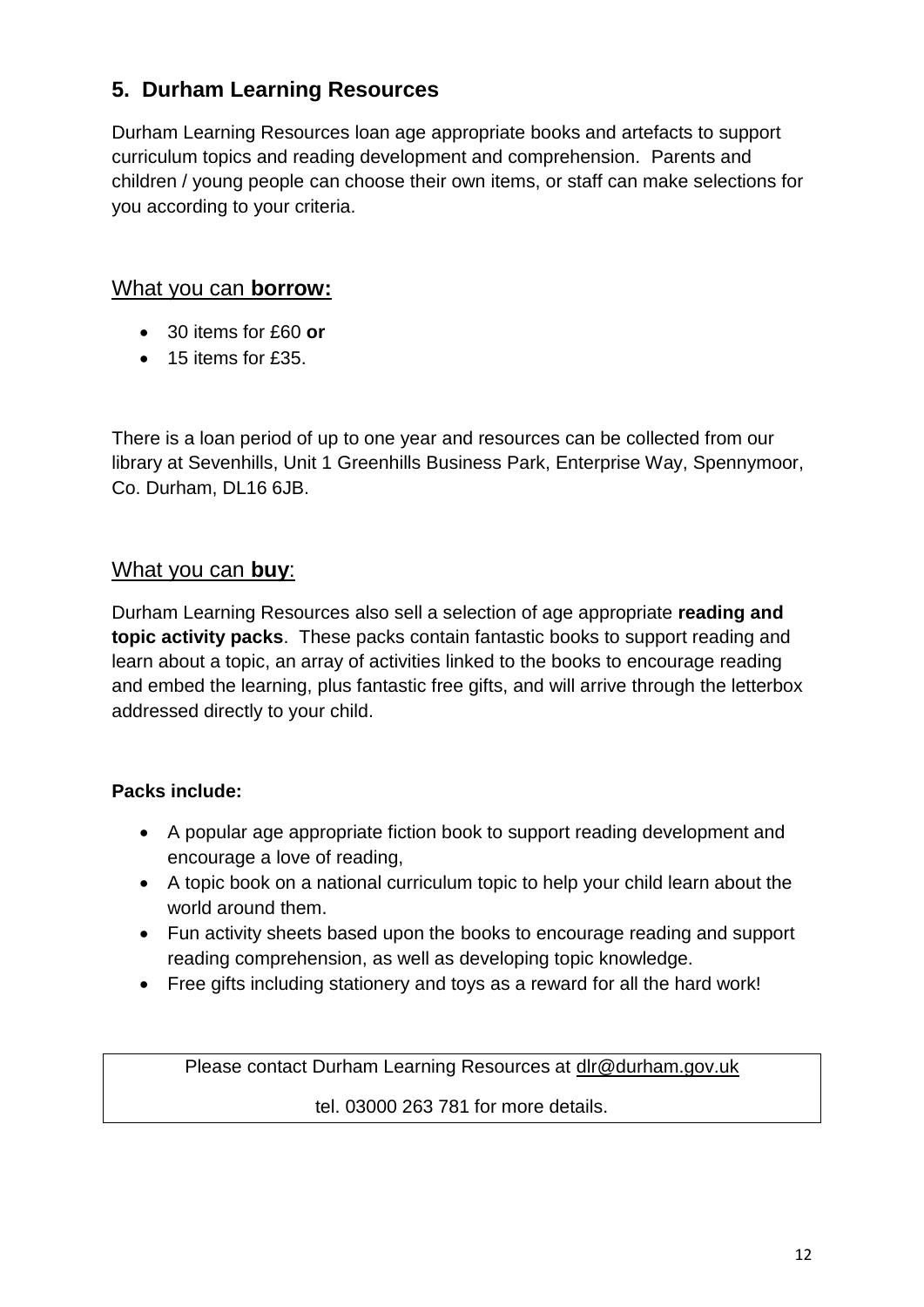## 5. Durham Learning Resources

Durham Learning Resources loan age appropriate books and artefacts to support curriculum topics and reading development and comprehension. Parents and children / young people can choose their own items, or staff can make selections for you according to your criteria.

### What you can **borrow:**

- 30 items for £60 **or**
- 15 items for £35.

There is a loan period of up to one year and resources can be collected from our library at Sevenhills, Unit 1 Greenhills Business Park, Enterprise Way, Spennymoor, Co. Durham, DL16 6JB.

### What you can **buy**:

Durham Learning Resources also sell a selection of age appropriate **reading and topic activity packs**. These packs contain fantastic books to support reading and learn about a topic, an array of activities linked to the books to encourage reading and embed the learning, plus fantastic free gifts, and will arrive through the letterbox addressed directly to your child.

**Packs include:**

- A popular age appropriate fiction book to support reading development and encourage a love of reading,
- A topic book on a national curriculum topic to help your child learn about the world around them.
- Fun activity sheets based upon the books to encourage reading and support reading comprehension, as well as developing topic knowledge.
- Free gifts including stationery and toys as a reward for all the hard work!

Please contact Durham Learning Resources at dlr@durham.gov.uk

tel. 03000 263 781 for more details.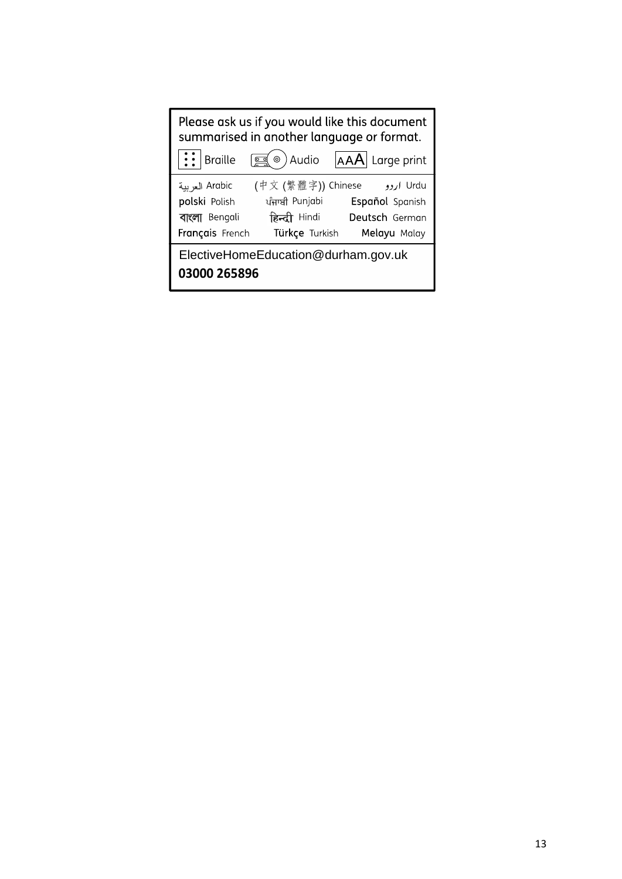Please ask us if you would like this document summarised in another language or format.

Braille Audio AAA Large print

| | | |
|---|---|---|
| العربية Arabic | (中文 (繁體字)) Chinese | اردو Urdu |
| polski Polish | ਪੰਜਾਬੀ Punjabi | Español Spanish |
| বাংলা Bengali | हिन्दी Hindi | Deutsch German |
| Français French | Türkçe Turkish | Melayu Malay |

ElectiveHomeEducation@durham.gov.uk

**03000 265896**